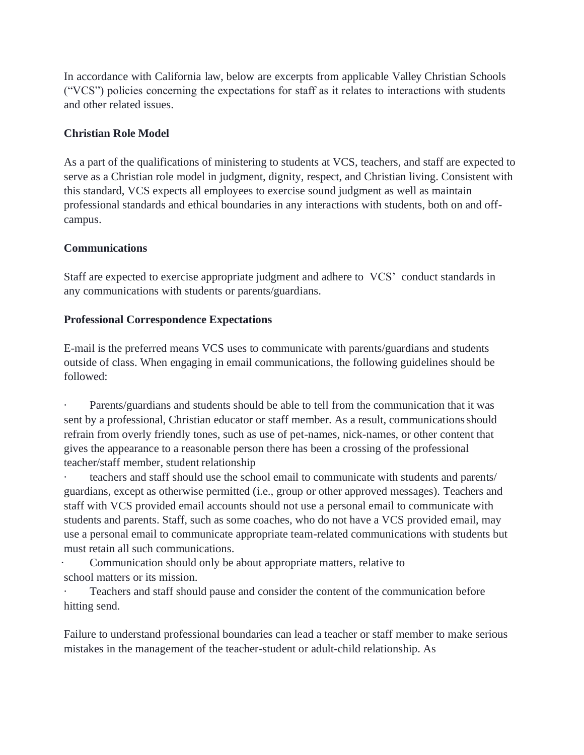In accordance with California law, below are excerpts from applicable Valley Christian Schools ("VCS") policies concerning the expectations for staff as it relates to interactions with students and other related issues.

**Christian Role Model**

As a part of the qualifications of ministering to students at VCS, teachers, and staff are expected to serve as a Christian role model in judgment, dignity, respect, and Christian living. Consistent with this standard, VCS expects all employees to exercise sound judgment as well as maintain professional standards and ethical boundaries in any interactions with students, both on and off-campus.

**Communications**

Staff are expected to exercise appropriate judgment and adhere to VCS' conduct standards in any communications with students or parents/guardians.

**Professional Correspondence Expectations**

E-mail is the preferred means VCS uses to communicate with parents/guardians and students outside of class. When engaging in email communications, the following guidelines should be followed:

- Parents/guardians and students should be able to tell from the communication that it was sent by a professional, Christian educator or staff member. As a result, communications should refrain from overly friendly tones, such as use of pet-names, nick-names, or other content that gives the appearance to a reasonable person there has been a crossing of the professional teacher/staff member, student relationship
- teachers and staff should use the school email to communicate with students and parents/ guardians, except as otherwise permitted (i.e., group or other approved messages). Teachers and staff with VCS provided email accounts should not use a personal email to communicate with students and parents. Staff, such as some coaches, who do not have a VCS provided email, may use a personal email to communicate appropriate team-related communications with students but must retain all such communications.
- Communication should only be about appropriate matters, relative to school matters or its mission.
- Teachers and staff should pause and consider the content of the communication before hitting send.

Failure to understand professional boundaries can lead a teacher or staff member to make serious mistakes in the management of the teacher-student or adult-child relationship. As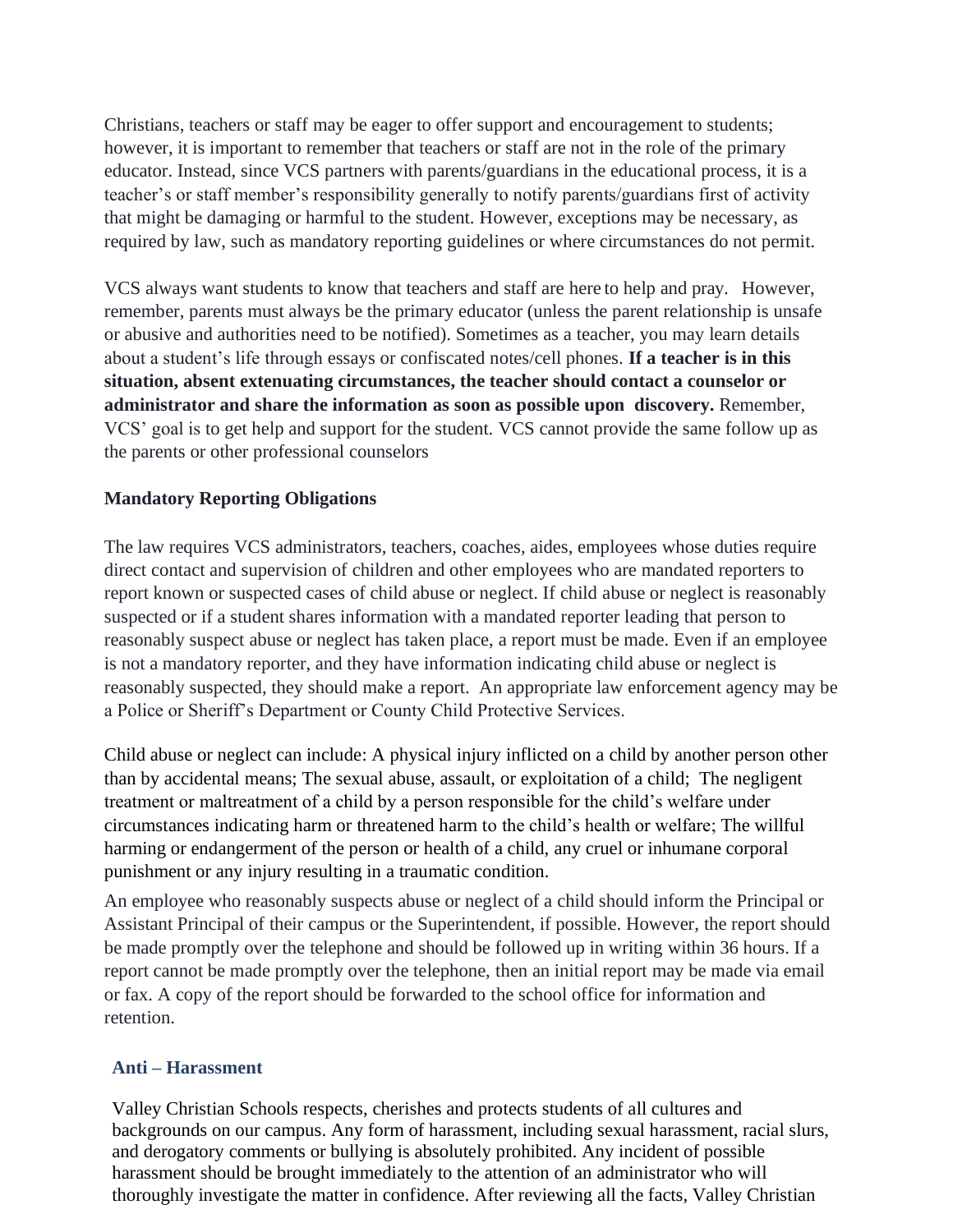Christians, teachers or staff may be eager to offer support and encouragement to students; however, it is important to remember that teachers or staff are not in the role of the primary educator. Instead, since VCS partners with parents/guardians in the educational process, it is a teacher's or staff member's responsibility generally to notify parents/guardians first of activity that might be damaging or harmful to the student. However, exceptions may be necessary, as required by law, such as mandatory reporting guidelines or where circumstances do not permit.

VCS always want students to know that teachers and staff are here to help and pray. However, remember, parents must always be the primary educator (unless the parent relationship is unsafe or abusive and authorities need to be notified). Sometimes as a teacher, you may learn details about a student's life through essays or confiscated notes/cell phones. **If a teacher is in this situation, absent extenuating circumstances, the teacher should contact a counselor or administrator and share the information as soon as possible upon discovery.** Remember, VCS' goal is to get help and support for the student. VCS cannot provide the same follow up as the parents or other professional counselors

**Mandatory Reporting Obligations**

The law requires VCS administrators, teachers, coaches, aides, employees whose duties require direct contact and supervision of children and other employees who are mandated reporters to report known or suspected cases of child abuse or neglect. If child abuse or neglect is reasonably suspected or if a student shares information with a mandated reporter leading that person to reasonably suspect abuse or neglect has taken place, a report must be made. Even if an employee is not a mandatory reporter, and they have information indicating child abuse or neglect is reasonably suspected, they should make a report. An appropriate law enforcement agency may be a Police or Sheriff's Department or County Child Protective Services.

Child abuse or neglect can include: A physical injury inflicted on a child by another person other than by accidental means; The sexual abuse, assault, or exploitation of a child; The negligent treatment or maltreatment of a child by a person responsible for the child's welfare under circumstances indicating harm or threatened harm to the child's health or welfare; The willful harming or endangerment of the person or health of a child, any cruel or inhumane corporal punishment or any injury resulting in a traumatic condition.

An employee who reasonably suspects abuse or neglect of a child should inform the Principal or Assistant Principal of their campus or the Superintendent, if possible. However, the report should be made promptly over the telephone and should be followed up in writing within 36 hours. If a report cannot be made promptly over the telephone, then an initial report may be made via email or fax. A copy of the report should be forwarded to the school office for information and retention.

## Anti – Harassment

Valley Christian Schools respects, cherishes and protects students of all cultures and backgrounds on our campus. Any form of harassment, including sexual harassment, racial slurs, and derogatory comments or bullying is absolutely prohibited. Any incident of possible harassment should be brought immediately to the attention of an administrator who will thoroughly investigate the matter in confidence. After reviewing all the facts, Valley Christian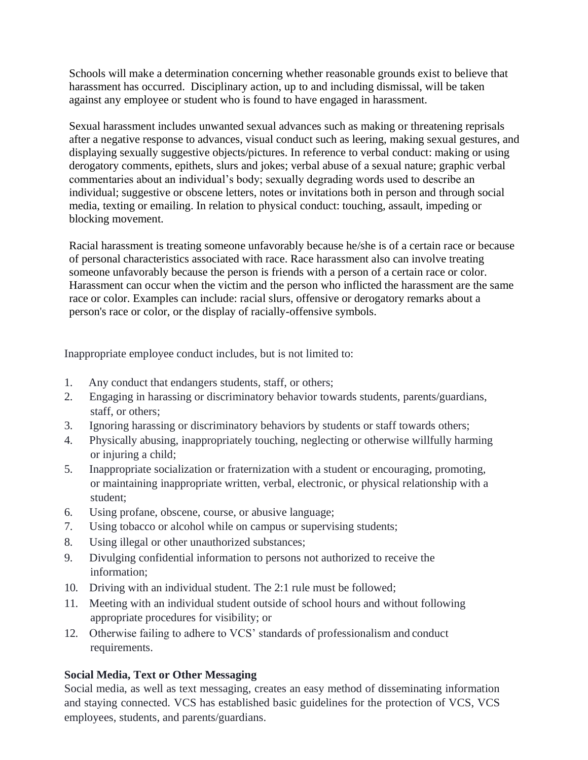Schools will make a determination concerning whether reasonable grounds exist to believe that harassment has occurred. Disciplinary action, up to and including dismissal, will be taken against any employee or student who is found to have engaged in harassment.

Sexual harassment includes unwanted sexual advances such as making or threatening reprisals after a negative response to advances, visual conduct such as leering, making sexual gestures, and displaying sexually suggestive objects/pictures. In reference to verbal conduct: making or using derogatory comments, epithets, slurs and jokes; verbal abuse of a sexual nature; graphic verbal commentaries about an individual's body; sexually degrading words used to describe an individual; suggestive or obscene letters, notes or invitations both in person and through social media, texting or emailing. In relation to physical conduct: touching, assault, impeding or blocking movement.

Racial harassment is treating someone unfavorably because he/she is of a certain race or because of personal characteristics associated with race. Race harassment also can involve treating someone unfavorably because the person is friends with a person of a certain race or color. Harassment can occur when the victim and the person who inflicted the harassment are the same race or color. Examples can include: racial slurs, offensive or derogatory remarks about a person's race or color, or the display of racially-offensive symbols.

Inappropriate employee conduct includes, but is not limited to:

1. Any conduct that endangers students, staff, or others;
2. Engaging in harassing or discriminatory behavior towards students, parents/guardians, staff, or others;
3. Ignoring harassing or discriminatory behaviors by students or staff towards others;
4. Physically abusing, inappropriately touching, neglecting or otherwise willfully harming or injuring a child;
5. Inappropriate socialization or fraternization with a student or encouraging, promoting, or maintaining inappropriate written, verbal, electronic, or physical relationship with a student;
6. Using profane, obscene, course, or abusive language;
7. Using tobacco or alcohol while on campus or supervising students;
8. Using illegal or other unauthorized substances;
9. Divulging confidential information to persons not authorized to receive the information;
10. Driving with an individual student. The 2:1 rule must be followed;
11. Meeting with an individual student outside of school hours and without following appropriate procedures for visibility; or
12. Otherwise failing to adhere to VCS' standards of professionalism and conduct requirements.

**Social Media, Text or Other Messaging**

Social media, as well as text messaging, creates an easy method of disseminating information and staying connected. VCS has established basic guidelines for the protection of VCS, VCS employees, students, and parents/guardians.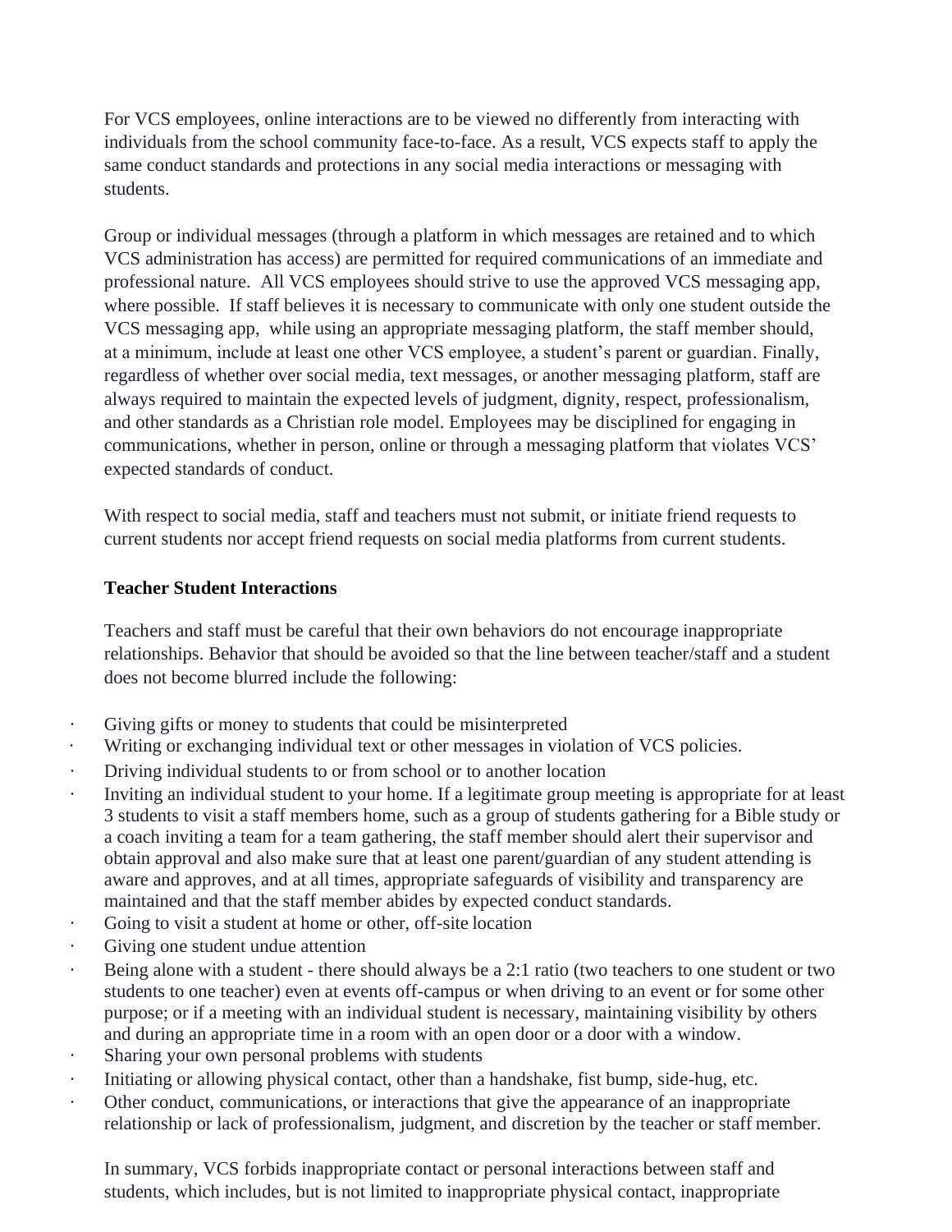For VCS employees, online interactions are to be viewed no differently from interacting with individuals from the school community face-to-face. As a result, VCS expects staff to apply the same conduct standards and protections in any social media interactions or messaging with students.

Group or individual messages (through a platform in which messages are retained and to which VCS administration has access) are permitted for required communications of an immediate and professional nature. All VCS employees should strive to use the approved VCS messaging app, where possible. If staff believes it is necessary to communicate with only one student outside the VCS messaging app, while using an appropriate messaging platform, the staff member should, at a minimum, include at least one other VCS employee, a student's parent or guardian. Finally, regardless of whether over social media, text messages, or another messaging platform, staff are always required to maintain the expected levels of judgment, dignity, respect, professionalism, and other standards as a Christian role model. Employees may be disciplined for engaging in communications, whether in person, online or through a messaging platform that violates VCS' expected standards of conduct.

With respect to social media, staff and teachers must not submit, or initiate friend requests to current students nor accept friend requests on social media platforms from current students.

**Teacher Student Interactions**

Teachers and staff must be careful that their own behaviors do not encourage inappropriate relationships. Behavior that should be avoided so that the line between teacher/staff and a student does not become blurred include the following:

- Giving gifts or money to students that could be misinterpreted
- Writing or exchanging individual text or other messages in violation of VCS policies.
- Driving individual students to or from school or to another location
- Inviting an individual student to your home. If a legitimate group meeting is appropriate for at least 3 students to visit a staff members home, such as a group of students gathering for a Bible study or a coach inviting a team for a team gathering, the staff member should alert their supervisor and obtain approval and also make sure that at least one parent/guardian of any student attending is aware and approves, and at all times, appropriate safeguards of visibility and transparency are maintained and that the staff member abides by expected conduct standards.
- Going to visit a student at home or other, off-site location
- Giving one student undue attention
- Being alone with a student - there should always be a 2:1 ratio (two teachers to one student or two students to one teacher) even at events off-campus or when driving to an event or for some other purpose; or if a meeting with an individual student is necessary, maintaining visibility by others and during an appropriate time in a room with an open door or a door with a window.
- Sharing your own personal problems with students
- Initiating or allowing physical contact, other than a handshake, fist bump, side-hug, etc.
- Other conduct, communications, or interactions that give the appearance of an inappropriate relationship or lack of professionalism, judgment, and discretion by the teacher or staff member.

In summary, VCS forbids inappropriate contact or personal interactions between staff and students, which includes, but is not limited to inappropriate physical contact, inappropriate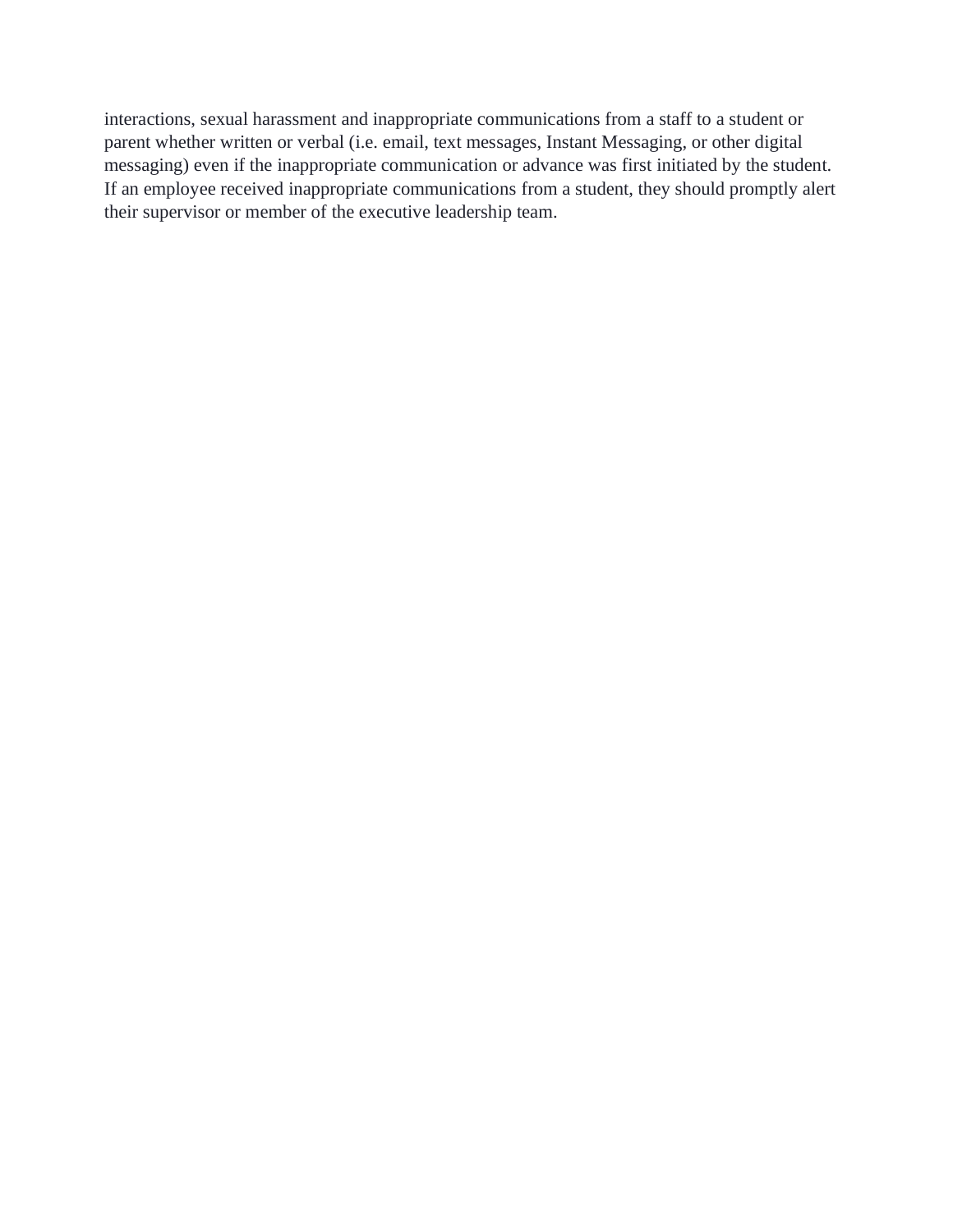interactions, sexual harassment and inappropriate communications from a staff to a student or parent whether written or verbal (i.e. email, text messages, Instant Messaging, or other digital messaging) even if the inappropriate communication or advance was first initiated by the student. If an employee received inappropriate communications from a student, they should promptly alert their supervisor or member of the executive leadership team.